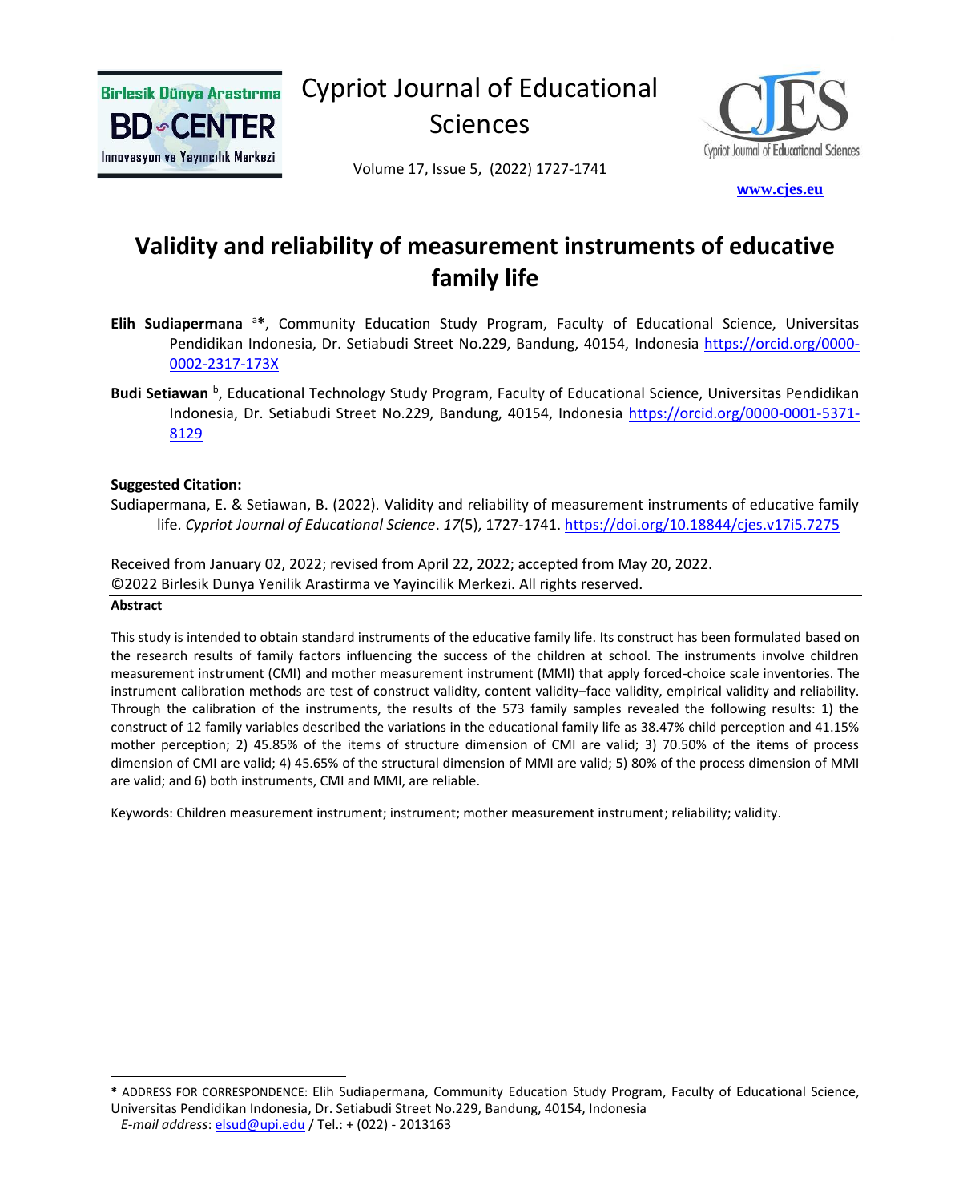# Validity and reliability of measurement instruments of educative family life

**Elih Sudiapermana** [a]*, Community Education Study Program, Faculty of Educational Science, Universitas Pendidikan Indonesia, Dr. Setiabudi Street No.229, Bandung, 40154, Indonesia https://orcid.org/0000-0002-2317-173X

**Budi Setiawan** [b], Educational Technology Study Program, Faculty of Educational Science, Universitas Pendidikan Indonesia, Dr. Setiabudi Street No.229, Bandung, 40154, Indonesia https://orcid.org/0000-0001-5371-8129

**Suggested Citation:**

Sudiapermana, E. & Setiawan, B. (2022). Validity and reliability of measurement instruments of educative family life. *Cypriot Journal of Educational Science*. *17*(5), 1727-1741. https://doi.org/10.18844/cjes.v17i5.7275

Received from January 02, 2022; revised from April 22, 2022; accepted from May 20, 2022.
©2022 Birlesik Dunya Yenilik Arastirma ve Yayincilik Merkezi. All rights reserved.

**Abstract**

This study is intended to obtain standard instruments of the educative family life. Its construct has been formulated based on the research results of family factors influencing the success of the children at school. The instruments involve children measurement instrument (CMI) and mother measurement instrument (MMI) that apply forced-choice scale inventories. The instrument calibration methods are test of construct validity, content validity–face validity, empirical validity and reliability. Through the calibration of the instruments, the results of the 573 family samples revealed the following results: 1) the construct of 12 family variables described the variations in the educational family life as 38.47% child perception and 41.15% mother perception; 2) 45.85% of the items of structure dimension of CMI are valid; 3) 70.50% of the items of process dimension of CMI are valid; 4) 45.65% of the structural dimension of MMI are valid; 5) 80% of the process dimension of MMI are valid; and 6) both instruments, CMI and MMI, are reliable.

Keywords: Children measurement instrument; instrument; mother measurement instrument; reliability; validity.

---

* ADDRESS FOR CORRESPONDENCE: Elih Sudiapermana, Community Education Study Program, Faculty of Educational Science, Universitas Pendidikan Indonesia, Dr. Setiabudi Street No.229, Bandung, 40154, Indonesia
*E-mail address*: elsud@upi.edu / Tel.: + (022) - 2013163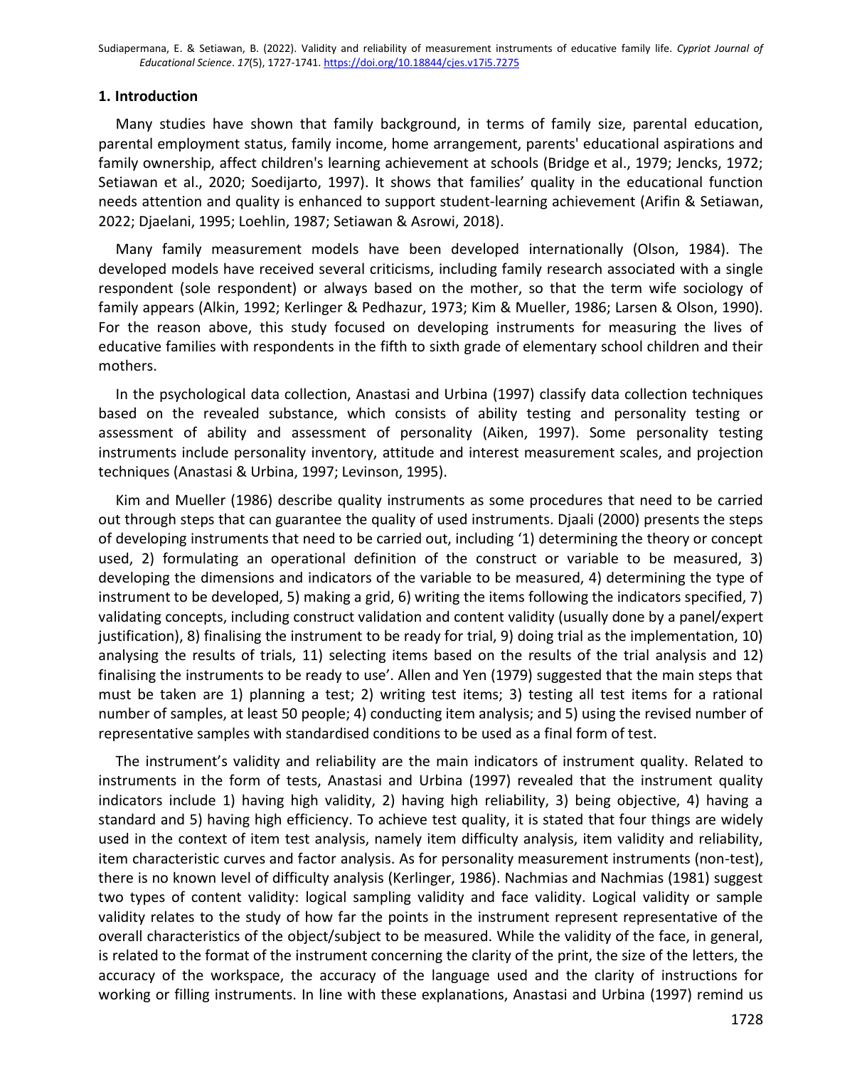## 1. Introduction

Many studies have shown that family background, in terms of family size, parental education, parental employment status, family income, home arrangement, parents' educational aspirations and family ownership, affect children's learning achievement at schools (Bridge et al., 1979; Jencks, 1972; Setiawan et al., 2020; Soedijarto, 1997). It shows that families' quality in the educational function needs attention and quality is enhanced to support student-learning achievement (Arifin & Setiawan, 2022; Djaelani, 1995; Loehlin, 1987; Setiawan & Asrowi, 2018).

Many family measurement models have been developed internationally (Olson, 1984). The developed models have received several criticisms, including family research associated with a single respondent (sole respondent) or always based on the mother, so that the term wife sociology of family appears (Alkin, 1992; Kerlinger & Pedhazur, 1973; Kim & Mueller, 1986; Larsen & Olson, 1990). For the reason above, this study focused on developing instruments for measuring the lives of educative families with respondents in the fifth to sixth grade of elementary school children and their mothers.

In the psychological data collection, Anastasi and Urbina (1997) classify data collection techniques based on the revealed substance, which consists of ability testing and personality testing or assessment of ability and assessment of personality (Aiken, 1997). Some personality testing instruments include personality inventory, attitude and interest measurement scales, and projection techniques (Anastasi & Urbina, 1997; Levinson, 1995).

Kim and Mueller (1986) describe quality instruments as some procedures that need to be carried out through steps that can guarantee the quality of used instruments. Djaali (2000) presents the steps of developing instruments that need to be carried out, including '1) determining the theory or concept used, 2) formulating an operational definition of the construct or variable to be measured, 3) developing the dimensions and indicators of the variable to be measured, 4) determining the type of instrument to be developed, 5) making a grid, 6) writing the items following the indicators specified, 7) validating concepts, including construct validation and content validity (usually done by a panel/expert justification), 8) finalising the instrument to be ready for trial, 9) doing trial as the implementation, 10) analysing the results of trials, 11) selecting items based on the results of the trial analysis and 12) finalising the instruments to be ready to use'. Allen and Yen (1979) suggested that the main steps that must be taken are 1) planning a test; 2) writing test items; 3) testing all test items for a rational number of samples, at least 50 people; 4) conducting item analysis; and 5) using the revised number of representative samples with standardised conditions to be used as a final form of test.

The instrument's validity and reliability are the main indicators of instrument quality. Related to instruments in the form of tests, Anastasi and Urbina (1997) revealed that the instrument quality indicators include 1) having high validity, 2) having high reliability, 3) being objective, 4) having a standard and 5) having high efficiency. To achieve test quality, it is stated that four things are widely used in the context of item test analysis, namely item difficulty analysis, item validity and reliability, item characteristic curves and factor analysis. As for personality measurement instruments (non-test), there is no known level of difficulty analysis (Kerlinger, 1986). Nachmias and Nachmias (1981) suggest two types of content validity: logical sampling validity and face validity. Logical validity or sample validity relates to the study of how far the points in the instrument represent representative of the overall characteristics of the object/subject to be measured. While the validity of the face, in general, is related to the format of the instrument concerning the clarity of the print, the size of the letters, the accuracy of the workspace, the accuracy of the language used and the clarity of instructions for working or filling instruments. In line with these explanations, Anastasi and Urbina (1997) remind us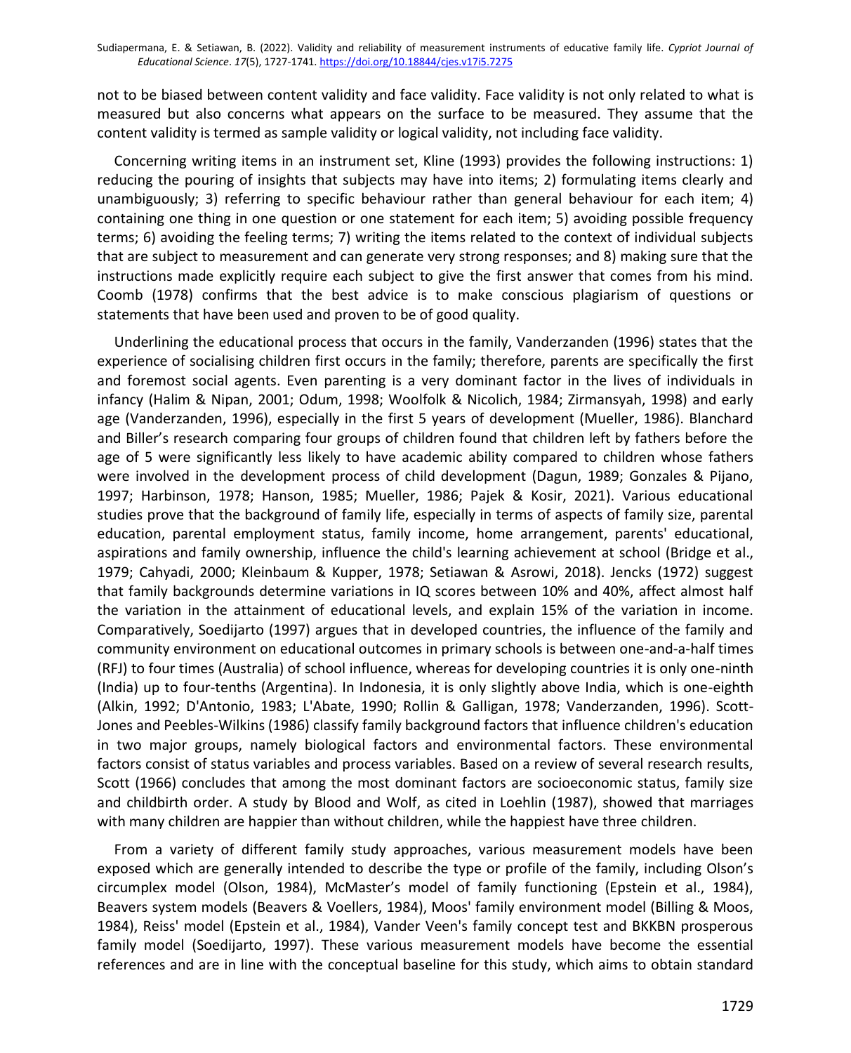not to be biased between content validity and face validity. Face validity is not only related to what is measured but also concerns what appears on the surface to be measured. They assume that the content validity is termed as sample validity or logical validity, not including face validity.

Concerning writing items in an instrument set, Kline (1993) provides the following instructions: 1) reducing the pouring of insights that subjects may have into items; 2) formulating items clearly and unambiguously; 3) referring to specific behaviour rather than general behaviour for each item; 4) containing one thing in one question or one statement for each item; 5) avoiding possible frequency terms; 6) avoiding the feeling terms; 7) writing the items related to the context of individual subjects that are subject to measurement and can generate very strong responses; and 8) making sure that the instructions made explicitly require each subject to give the first answer that comes from his mind. Coomb (1978) confirms that the best advice is to make conscious plagiarism of questions or statements that have been used and proven to be of good quality.

Underlining the educational process that occurs in the family, Vanderzanden (1996) states that the experience of socialising children first occurs in the family; therefore, parents are specifically the first and foremost social agents. Even parenting is a very dominant factor in the lives of individuals in infancy (Halim & Nipan, 2001; Odum, 1998; Woolfolk & Nicolich, 1984; Zirmansyah, 1998) and early age (Vanderzanden, 1996), especially in the first 5 years of development (Mueller, 1986). Blanchard and Biller's research comparing four groups of children found that children left by fathers before the age of 5 were significantly less likely to have academic ability compared to children whose fathers were involved in the development process of child development (Dagun, 1989; Gonzales & Pijano, 1997; Harbinson, 1978; Hanson, 1985; Mueller, 1986; Pajek & Kosir, 2021). Various educational studies prove that the background of family life, especially in terms of aspects of family size, parental education, parental employment status, family income, home arrangement, parents' educational, aspirations and family ownership, influence the child's learning achievement at school (Bridge et al., 1979; Cahyadi, 2000; Kleinbaum & Kupper, 1978; Setiawan & Asrowi, 2018). Jencks (1972) suggest that family backgrounds determine variations in IQ scores between 10% and 40%, affect almost half the variation in the attainment of educational levels, and explain 15% of the variation in income. Comparatively, Soedijarto (1997) argues that in developed countries, the influence of the family and community environment on educational outcomes in primary schools is between one-and-a-half times (RFJ) to four times (Australia) of school influence, whereas for developing countries it is only one-ninth (India) up to four-tenths (Argentina). In Indonesia, it is only slightly above India, which is one-eighth (Alkin, 1992; D'Antonio, 1983; L'Abate, 1990; Rollin & Galligan, 1978; Vanderzanden, 1996). Scott-Jones and Peebles-Wilkins (1986) classify family background factors that influence children's education in two major groups, namely biological factors and environmental factors. These environmental factors consist of status variables and process variables. Based on a review of several research results, Scott (1966) concludes that among the most dominant factors are socioeconomic status, family size and childbirth order. A study by Blood and Wolf, as cited in Loehlin (1987), showed that marriages with many children are happier than without children, while the happiest have three children.

From a variety of different family study approaches, various measurement models have been exposed which are generally intended to describe the type or profile of the family, including Olson's circumplex model (Olson, 1984), McMaster's model of family functioning (Epstein et al., 1984), Beavers system models (Beavers & Voellers, 1984), Moos' family environment model (Billing & Moos, 1984), Reiss' model (Epstein et al., 1984), Vander Veen's family concept test and BKKBN prosperous family model (Soedijarto, 1997). These various measurement models have become the essential references and are in line with the conceptual baseline for this study, which aims to obtain standard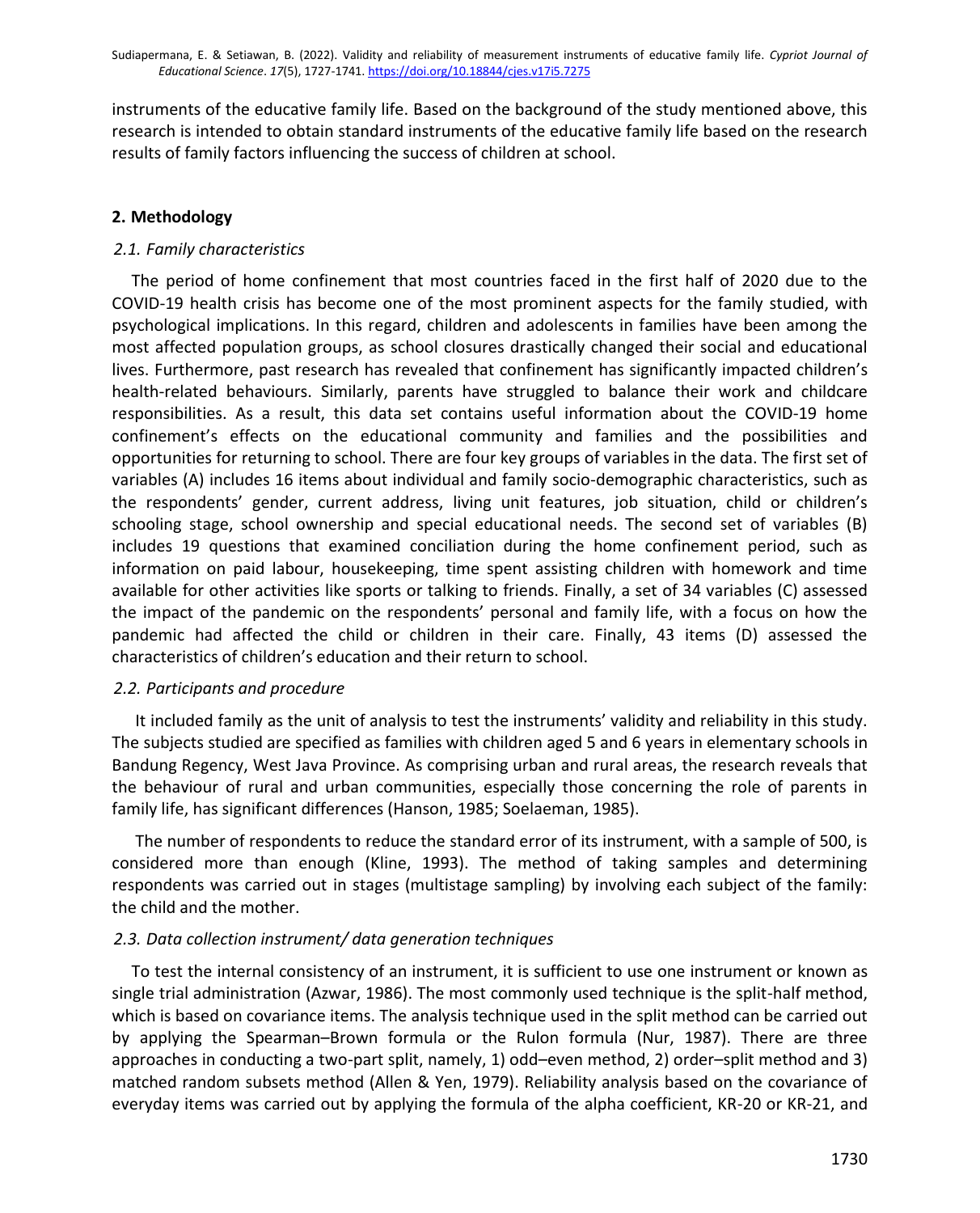instruments of the educative family life. Based on the background of the study mentioned above, this research is intended to obtain standard instruments of the educative family life based on the research results of family factors influencing the success of children at school.

## 2. Methodology

### *2.1. Family characteristics*

The period of home confinement that most countries faced in the first half of 2020 due to the COVID-19 health crisis has become one of the most prominent aspects for the family studied, with psychological implications. In this regard, children and adolescents in families have been among the most affected population groups, as school closures drastically changed their social and educational lives. Furthermore, past research has revealed that confinement has significantly impacted children's health-related behaviours. Similarly, parents have struggled to balance their work and childcare responsibilities. As a result, this data set contains useful information about the COVID-19 home confinement's effects on the educational community and families and the possibilities and opportunities for returning to school. There are four key groups of variables in the data. The first set of variables (A) includes 16 items about individual and family socio-demographic characteristics, such as the respondents' gender, current address, living unit features, job situation, child or children's schooling stage, school ownership and special educational needs. The second set of variables (B) includes 19 questions that examined conciliation during the home confinement period, such as information on paid labour, housekeeping, time spent assisting children with homework and time available for other activities like sports or talking to friends. Finally, a set of 34 variables (C) assessed the impact of the pandemic on the respondents' personal and family life, with a focus on how the pandemic had affected the child or children in their care. Finally, 43 items (D) assessed the characteristics of children's education and their return to school.

### *2.2. Participants and procedure*

It included family as the unit of analysis to test the instruments' validity and reliability in this study. The subjects studied are specified as families with children aged 5 and 6 years in elementary schools in Bandung Regency, West Java Province. As comprising urban and rural areas, the research reveals that the behaviour of rural and urban communities, especially those concerning the role of parents in family life, has significant differences (Hanson, 1985; Soelaeman, 1985).

The number of respondents to reduce the standard error of its instrument, with a sample of 500, is considered more than enough (Kline, 1993). The method of taking samples and determining respondents was carried out in stages (multistage sampling) by involving each subject of the family: the child and the mother.

### *2.3. Data collection instrument/ data generation techniques*

To test the internal consistency of an instrument, it is sufficient to use one instrument or known as single trial administration (Azwar, 1986). The most commonly used technique is the split-half method, which is based on covariance items. The analysis technique used in the split method can be carried out by applying the Spearman–Brown formula or the Rulon formula (Nur, 1987). There are three approaches in conducting a two-part split, namely, 1) odd–even method, 2) order–split method and 3) matched random subsets method (Allen & Yen, 1979). Reliability analysis based on the covariance of everyday items was carried out by applying the formula of the alpha coefficient, KR-20 or KR-21, and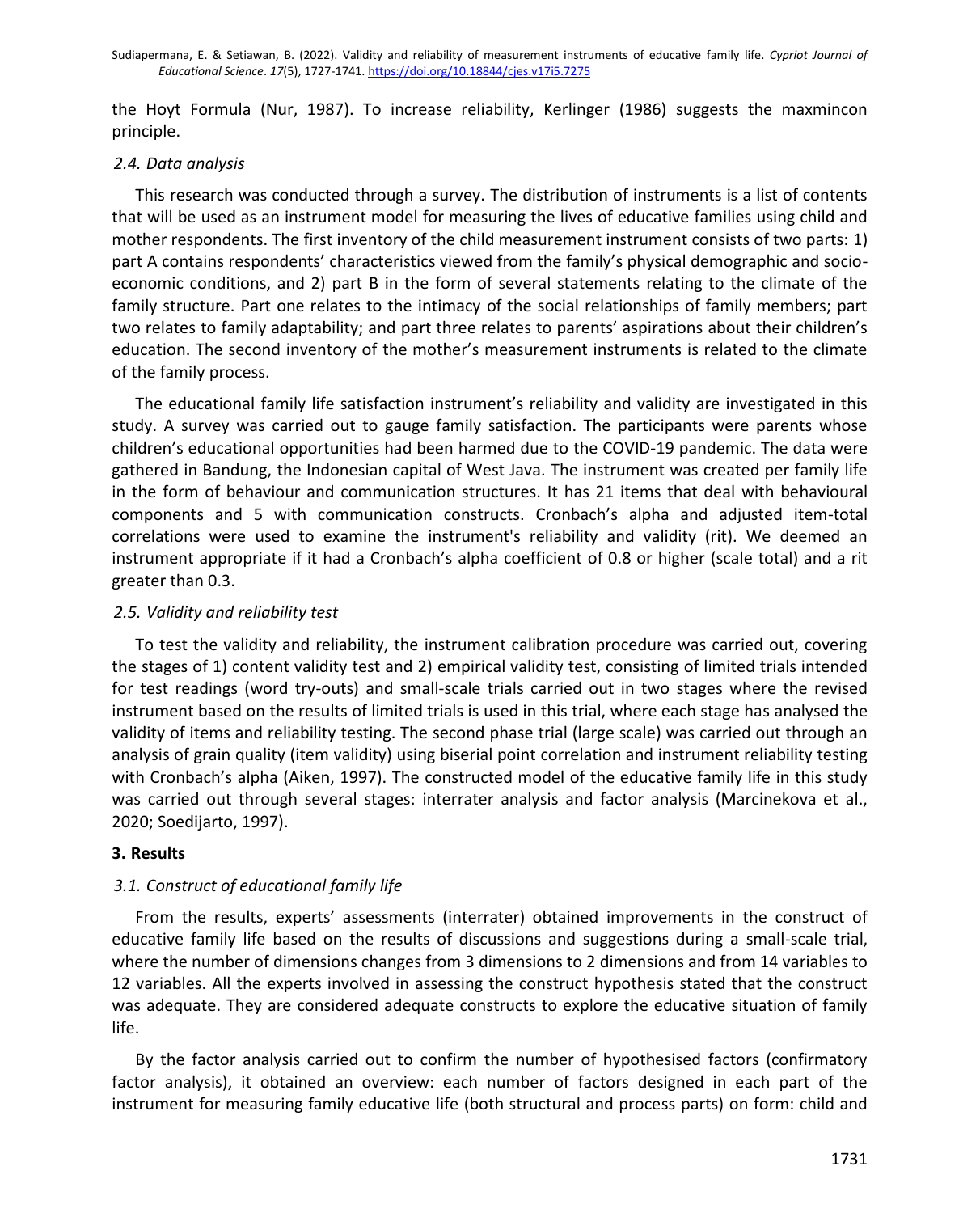the Hoyt Formula (Nur, 1987). To increase reliability, Kerlinger (1986) suggests the maxmincon principle.

### *2.4. Data analysis*

This research was conducted through a survey. The distribution of instruments is a list of contents that will be used as an instrument model for measuring the lives of educative families using child and mother respondents. The first inventory of the child measurement instrument consists of two parts: 1) part A contains respondents' characteristics viewed from the family's physical demographic and socio-economic conditions, and 2) part B in the form of several statements relating to the climate of the family structure. Part one relates to the intimacy of the social relationships of family members; part two relates to family adaptability; and part three relates to parents' aspirations about their children's education. The second inventory of the mother's measurement instruments is related to the climate of the family process.

The educational family life satisfaction instrument's reliability and validity are investigated in this study. A survey was carried out to gauge family satisfaction. The participants were parents whose children's educational opportunities had been harmed due to the COVID-19 pandemic. The data were gathered in Bandung, the Indonesian capital of West Java. The instrument was created per family life in the form of behaviour and communication structures. It has 21 items that deal with behavioural components and 5 with communication constructs. Cronbach's alpha and adjusted item-total correlations were used to examine the instrument's reliability and validity (rit). We deemed an instrument appropriate if it had a Cronbach's alpha coefficient of 0.8 or higher (scale total) and a rit greater than 0.3.

### *2.5. Validity and reliability test*

To test the validity and reliability, the instrument calibration procedure was carried out, covering the stages of 1) content validity test and 2) empirical validity test, consisting of limited trials intended for test readings (word try-outs) and small-scale trials carried out in two stages where the revised instrument based on the results of limited trials is used in this trial, where each stage has analysed the validity of items and reliability testing. The second phase trial (large scale) was carried out through an analysis of grain quality (item validity) using biserial point correlation and instrument reliability testing with Cronbach's alpha (Aiken, 1997). The constructed model of the educative family life in this study was carried out through several stages: interrater analysis and factor analysis (Marcinekova et al., 2020; Soedijarto, 1997).

## 3. Results

### *3.1. Construct of educational family life*

From the results, experts' assessments (interrater) obtained improvements in the construct of educative family life based on the results of discussions and suggestions during a small-scale trial, where the number of dimensions changes from 3 dimensions to 2 dimensions and from 14 variables to 12 variables. All the experts involved in assessing the construct hypothesis stated that the construct was adequate. They are considered adequate constructs to explore the educative situation of family life.

By the factor analysis carried out to confirm the number of hypothesised factors (confirmatory factor analysis), it obtained an overview: each number of factors designed in each part of the instrument for measuring family educative life (both structural and process parts) on form: child and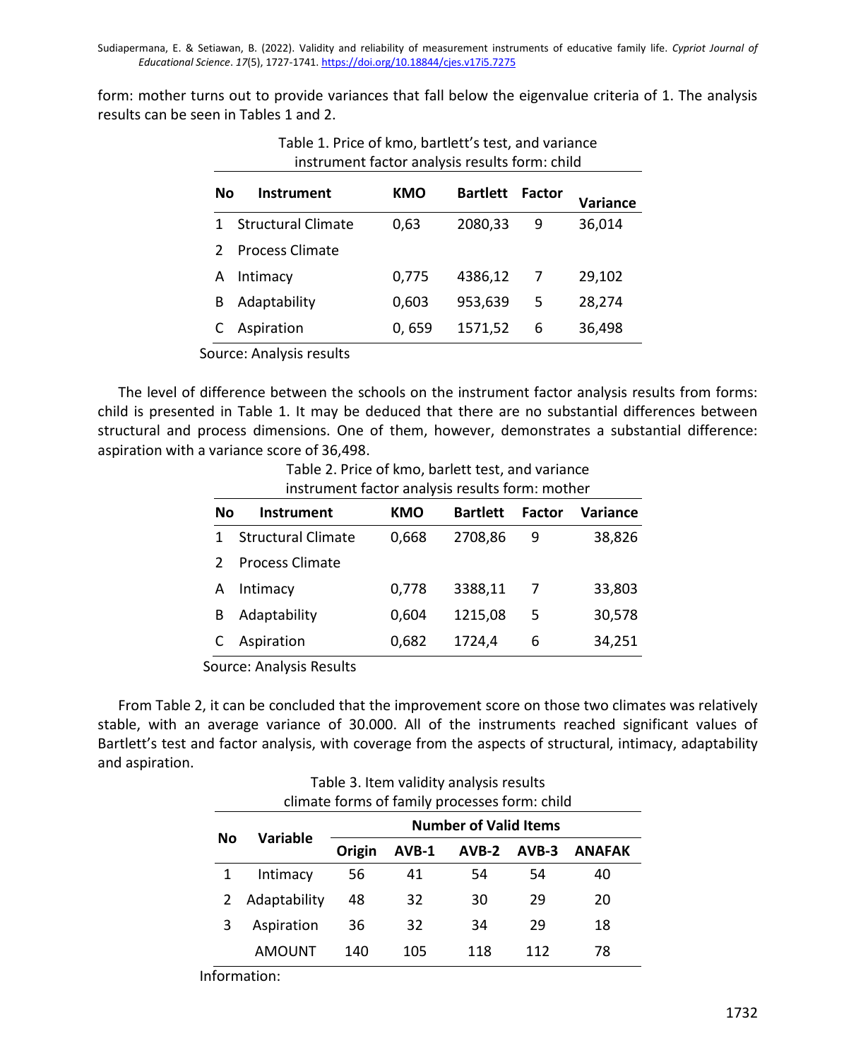form: mother turns out to provide variances that fall below the eigenvalue criteria of 1. The analysis results can be seen in Tables 1 and 2.

Table 1. Price of kmo, bartlett's test, and variance instrument factor analysis results form: child

| No | Instrument | KMO | Bartlett | Factor | Variance |
|---|---|---|---|---|---|
| 1 | Structural Climate | 0,63 | 2080,33 | 9 | 36,014 |
| 2 | Process Climate | | | | |
| A | Intimacy | 0,775 | 4386,12 | 7 | 29,102 |
| B | Adaptability | 0,603 | 953,639 | 5 | 28,274 |
| C | Aspiration | 0, 659 | 1571,52 | 6 | 36,498 |

Source: Analysis results

The level of difference between the schools on the instrument factor analysis results from forms: child is presented in Table 1. It may be deduced that there are no substantial differences between structural and process dimensions. One of them, however, demonstrates a substantial difference: aspiration with a variance score of 36,498.

Table 2. Price of kmo, barlett test, and variance instrument factor analysis results form: mother

| No | Instrument | KMO | Bartlett | Factor | Variance |
|---|---|---|---|---|---|
| 1 | Structural Climate | 0,668 | 2708,86 | 9 | 38,826 |
| 2 | Process Climate | | | | |
| A | Intimacy | 0,778 | 3388,11 | 7 | 33,803 |
| B | Adaptability | 0,604 | 1215,08 | 5 | 30,578 |
| C | Aspiration | 0,682 | 1724,4 | 6 | 34,251 |

Source: Analysis Results

From Table 2, it can be concluded that the improvement score on those two climates was relatively stable, with an average variance of 30.000. All of the instruments reached significant values of Bartlett's test and factor analysis, with coverage from the aspects of structural, intimacy, adaptability and aspiration.

Table 3. Item validity analysis results climate forms of family processes form: child

| No | Variable | Number of Valid Items | | | | |
|---|---|---|---|---|---|---|
| | | Origin | AVB-1 | AVB-2 | AVB-3 | ANAFAK |
| 1 | Intimacy | 56 | 41 | 54 | 54 | 40 |
| 2 | Adaptability | 48 | 32 | 30 | 29 | 20 |
| 3 | Aspiration | 36 | 32 | 34 | 29 | 18 |
| | AMOUNT | 140 | 105 | 118 | 112 | 78 |

Information: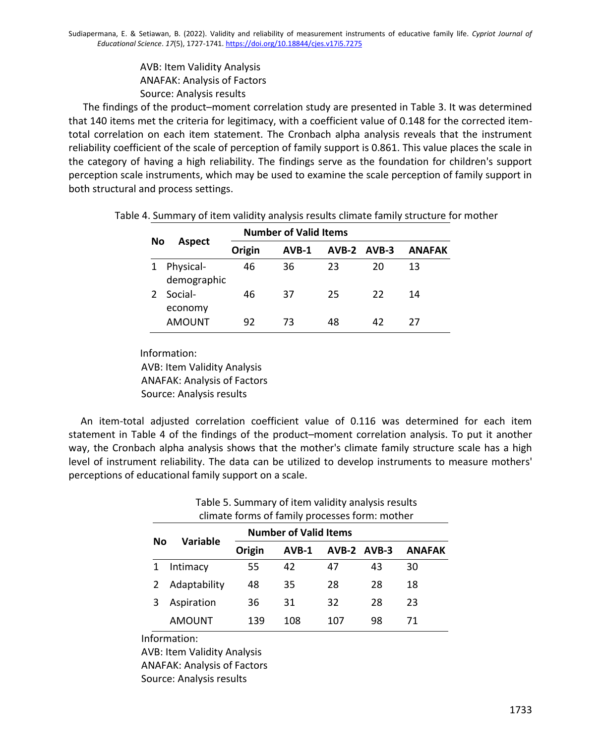AVB: Item Validity Analysis
ANAFAK: Analysis of Factors
Source: Analysis results

The findings of the product–moment correlation study are presented in Table 3. It was determined that 140 items met the criteria for legitimacy, with a coefficient value of 0.148 for the corrected item-total correlation on each item statement. The Cronbach alpha analysis reveals that the instrument reliability coefficient of the scale of perception of family support is 0.861. This value places the scale in the category of having a high reliability. The findings serve as the foundation for children's support perception scale instruments, which may be used to examine the scale perception of family support in both structural and process settings.

Table 4. Summary of item validity analysis results climate family structure for mother

| No | Aspect | Number of Valid Items | | | | |
|---|---|---|---|---|---|---|
| | | Origin | AVB-1 | AVB-2 | AVB-3 | ANAFAK |
| 1 | Physical-demographic | 46 | 36 | 23 | 20 | 13 |
| 2 | Social-economy | 46 | 37 | 25 | 22 | 14 |
| | AMOUNT | 92 | 73 | 48 | 42 | 27 |

Information:
AVB: Item Validity Analysis
ANAFAK: Analysis of Factors
Source: Analysis results

An item-total adjusted correlation coefficient value of 0.116 was determined for each item statement in Table 4 of the findings of the product–moment correlation analysis. To put it another way, the Cronbach alpha analysis shows that the mother's climate family structure scale has a high level of instrument reliability. The data can be utilized to develop instruments to measure mothers' perceptions of educational family support on a scale.

Table 5. Summary of item validity analysis results climate forms of family processes form: mother

| No | Variable | Number of Valid Items | | | | |
|---|---|---|---|---|---|---|
| | | Origin | AVB-1 | AVB-2 | AVB-3 | ANAFAK |
| 1 | Intimacy | 55 | 42 | 47 | 43 | 30 |
| 2 | Adaptability | 48 | 35 | 28 | 28 | 18 |
| 3 | Aspiration | 36 | 31 | 32 | 28 | 23 |
| | AMOUNT | 139 | 108 | 107 | 98 | 71 |

Information:
AVB: Item Validity Analysis
ANAFAK: Analysis of Factors
Source: Analysis results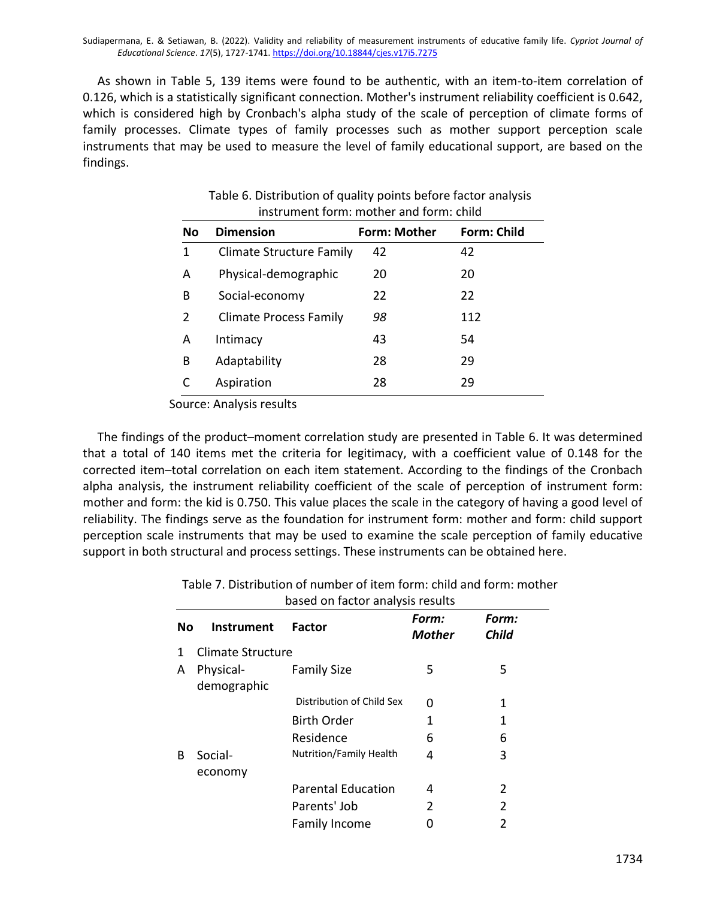As shown in Table 5, 139 items were found to be authentic, with an item-to-item correlation of 0.126, which is a statistically significant connection. Mother's instrument reliability coefficient is 0.642, which is considered high by Cronbach's alpha study of the scale of perception of climate forms of family processes. Climate types of family processes such as mother support perception scale instruments that may be used to measure the level of family educational support, are based on the findings.

Table 6. Distribution of quality points before factor analysis instrument form: mother and form: child

| No | Dimension | Form: Mother | Form: Child |
|---|---|---|---|
| 1 | Climate Structure Family | 42 | 42 |
| A | Physical-demographic | 20 | 20 |
| B | Social-economy | 22 | 22 |
| 2 | Climate Process Family | *98* | 112 |
| A | Intimacy | 43 | 54 |
| B | Adaptability | 28 | 29 |
| C | Aspiration | 28 | 29 |

Source: Analysis results

The findings of the product–moment correlation study are presented in Table 6. It was determined that a total of 140 items met the criteria for legitimacy, with a coefficient value of 0.148 for the corrected item–total correlation on each item statement. According to the findings of the Cronbach alpha analysis, the instrument reliability coefficient of the scale of perception of instrument form: mother and form: the kid is 0.750. This value places the scale in the category of having a good level of reliability. The findings serve as the foundation for instrument form: mother and form: child support perception scale instruments that may be used to examine the scale perception of family educative support in both structural and process settings. These instruments can be obtained here.

Table 7. Distribution of number of item form: child and form: mother based on factor analysis results

| No | Instrument | Factor | *Form: Mother* | *Form: Child* |
|---|---|---|---|---|
| 1 | Climate Structure | | | |
| A | Physical-demographic | Family Size | 5 | 5 |
| | | Distribution of Child Sex | 0 | 1 |
| | | Birth Order | 1 | 1 |
| | | Residence | 6 | 6 |
| B | Social-economy | Nutrition/Family Health | 4 | 3 |
| | | Parental Education | 4 | 2 |
| | | Parents' Job | 2 | 2 |
| | | Family Income | 0 | 2 |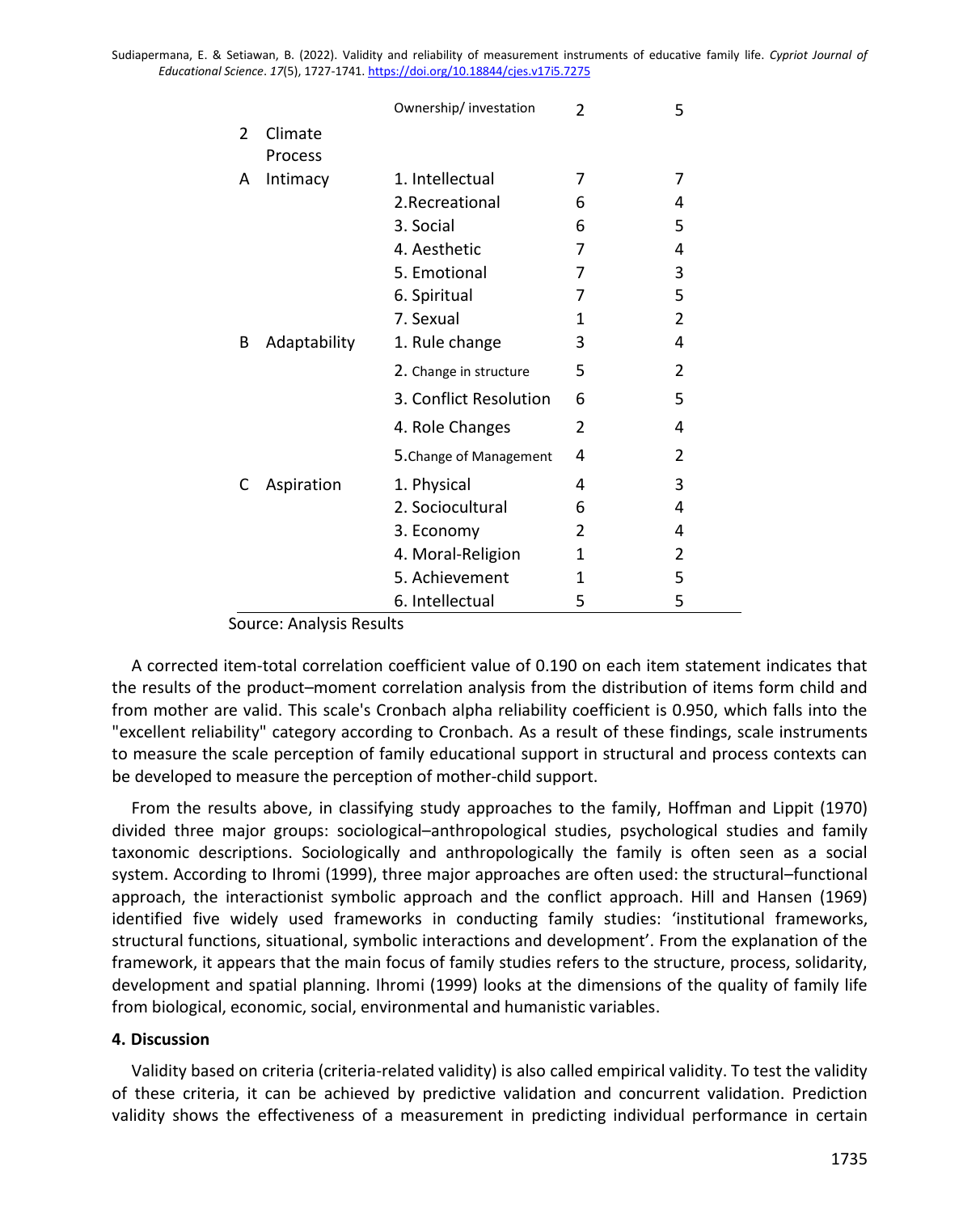| | | Ownership/ investation | 2 | 5 |
|---|---|---|---|---|
| 2 | Climate Process | | | |
| A | Intimacy | 1. Intellectual | 7 | 7 |
| | | 2.Recreational | 6 | 4 |
| | | 3. Social | 6 | 5 |
| | | 4. Aesthetic | 7 | 4 |
| | | 5. Emotional | 7 | 3 |
| | | 6. Spiritual | 7 | 5 |
| | | 7. Sexual | 1 | 2 |
| B | Adaptability | 1. Rule change | 3 | 4 |
| | | 2. Change in structure | 5 | 2 |
| | | 3. Conflict Resolution | 6 | 5 |
| | | 4. Role Changes | 2 | 4 |
| | | 5.Change of Management | 4 | 2 |
| C | Aspiration | 1. Physical | 4 | 3 |
| | | 2. Sociocultural | 6 | 4 |
| | | 3. Economy | 2 | 4 |
| | | 4. Moral-Religion | 1 | 2 |
| | | 5. Achievement | 1 | 5 |
| | | 6. Intellectual | 5 | 5 |

Source: Analysis Results

A corrected item-total correlation coefficient value of 0.190 on each item statement indicates that the results of the product–moment correlation analysis from the distribution of items form child and from mother are valid. This scale's Cronbach alpha reliability coefficient is 0.950, which falls into the "excellent reliability" category according to Cronbach. As a result of these findings, scale instruments to measure the scale perception of family educational support in structural and process contexts can be developed to measure the perception of mother-child support.

From the results above, in classifying study approaches to the family, Hoffman and Lippit (1970) divided three major groups: sociological–anthropological studies, psychological studies and family taxonomic descriptions. Sociologically and anthropologically the family is often seen as a social system. According to Ihromi (1999), three major approaches are often used: the structural–functional approach, the interactionist symbolic approach and the conflict approach. Hill and Hansen (1969) identified five widely used frameworks in conducting family studies: 'institutional frameworks, structural functions, situational, symbolic interactions and development'. From the explanation of the framework, it appears that the main focus of family studies refers to the structure, process, solidarity, development and spatial planning. Ihromi (1999) looks at the dimensions of the quality of family life from biological, economic, social, environmental and humanistic variables.

## 4. Discussion

Validity based on criteria (criteria-related validity) is also called empirical validity. To test the validity of these criteria, it can be achieved by predictive validation and concurrent validation. Prediction validity shows the effectiveness of a measurement in predicting individual performance in certain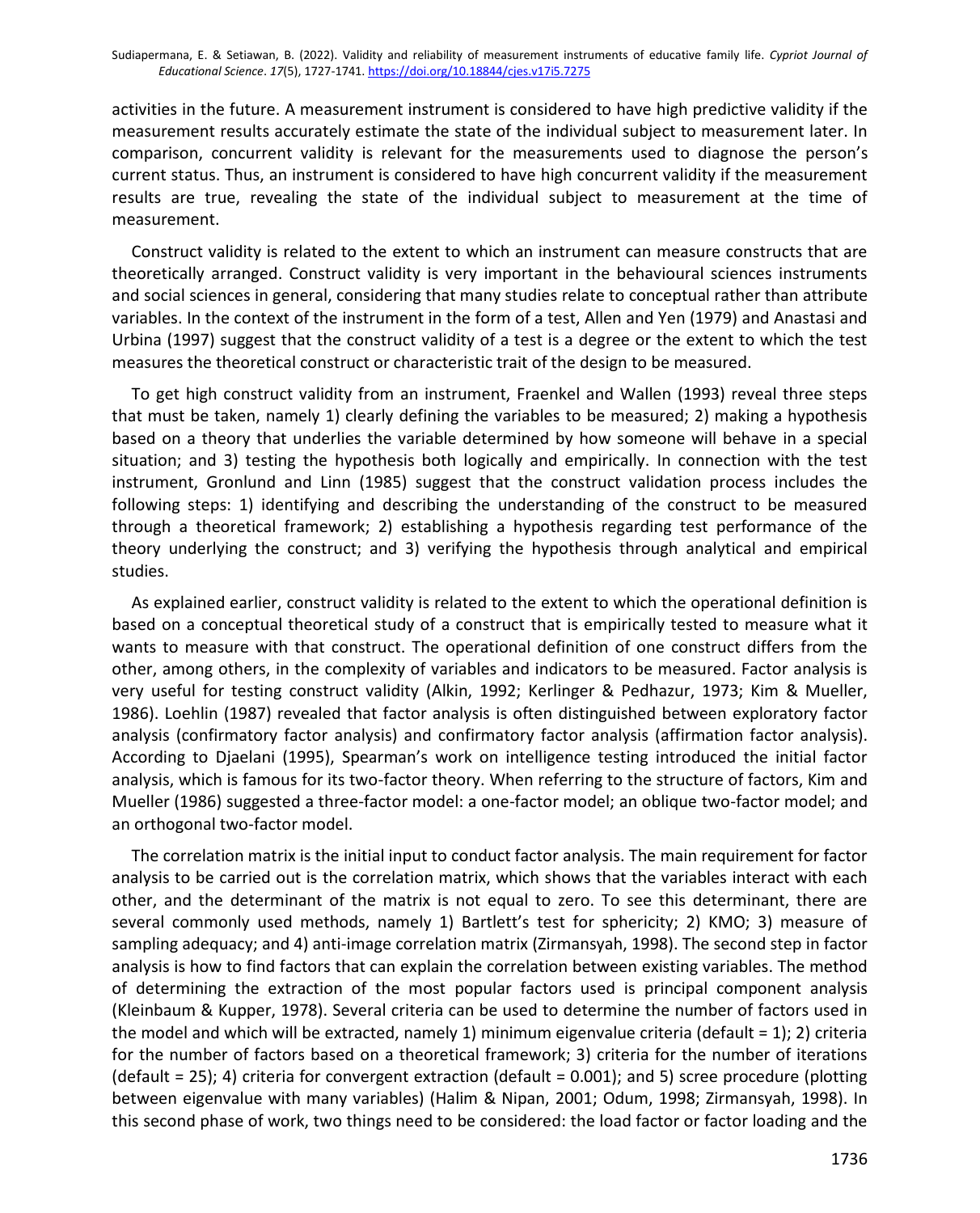activities in the future. A measurement instrument is considered to have high predictive validity if the measurement results accurately estimate the state of the individual subject to measurement later. In comparison, concurrent validity is relevant for the measurements used to diagnose the person's current status. Thus, an instrument is considered to have high concurrent validity if the measurement results are true, revealing the state of the individual subject to measurement at the time of measurement.

Construct validity is related to the extent to which an instrument can measure constructs that are theoretically arranged. Construct validity is very important in the behavioural sciences instruments and social sciences in general, considering that many studies relate to conceptual rather than attribute variables. In the context of the instrument in the form of a test, Allen and Yen (1979) and Anastasi and Urbina (1997) suggest that the construct validity of a test is a degree or the extent to which the test measures the theoretical construct or characteristic trait of the design to be measured.

To get high construct validity from an instrument, Fraenkel and Wallen (1993) reveal three steps that must be taken, namely 1) clearly defining the variables to be measured; 2) making a hypothesis based on a theory that underlies the variable determined by how someone will behave in a special situation; and 3) testing the hypothesis both logically and empirically. In connection with the test instrument, Gronlund and Linn (1985) suggest that the construct validation process includes the following steps: 1) identifying and describing the understanding of the construct to be measured through a theoretical framework; 2) establishing a hypothesis regarding test performance of the theory underlying the construct; and 3) verifying the hypothesis through analytical and empirical studies.

As explained earlier, construct validity is related to the extent to which the operational definition is based on a conceptual theoretical study of a construct that is empirically tested to measure what it wants to measure with that construct. The operational definition of one construct differs from the other, among others, in the complexity of variables and indicators to be measured. Factor analysis is very useful for testing construct validity (Alkin, 1992; Kerlinger & Pedhazur, 1973; Kim & Mueller, 1986). Loehlin (1987) revealed that factor analysis is often distinguished between exploratory factor analysis (confirmatory factor analysis) and confirmatory factor analysis (affirmation factor analysis). According to Djaelani (1995), Spearman's work on intelligence testing introduced the initial factor analysis, which is famous for its two-factor theory. When referring to the structure of factors, Kim and Mueller (1986) suggested a three-factor model: a one-factor model; an oblique two-factor model; and an orthogonal two-factor model.

The correlation matrix is the initial input to conduct factor analysis. The main requirement for factor analysis to be carried out is the correlation matrix, which shows that the variables interact with each other, and the determinant of the matrix is not equal to zero. To see this determinant, there are several commonly used methods, namely 1) Bartlett's test for sphericity; 2) KMO; 3) measure of sampling adequacy; and 4) anti-image correlation matrix (Zirmansyah, 1998). The second step in factor analysis is how to find factors that can explain the correlation between existing variables. The method of determining the extraction of the most popular factors used is principal component analysis (Kleinbaum & Kupper, 1978). Several criteria can be used to determine the number of factors used in the model and which will be extracted, namely 1) minimum eigenvalue criteria (default = 1); 2) criteria for the number of factors based on a theoretical framework; 3) criteria for the number of iterations (default = 25); 4) criteria for convergent extraction (default = 0.001); and 5) scree procedure (plotting between eigenvalue with many variables) (Halim & Nipan, 2001; Odum, 1998; Zirmansyah, 1998). In this second phase of work, two things need to be considered: the load factor or factor loading and the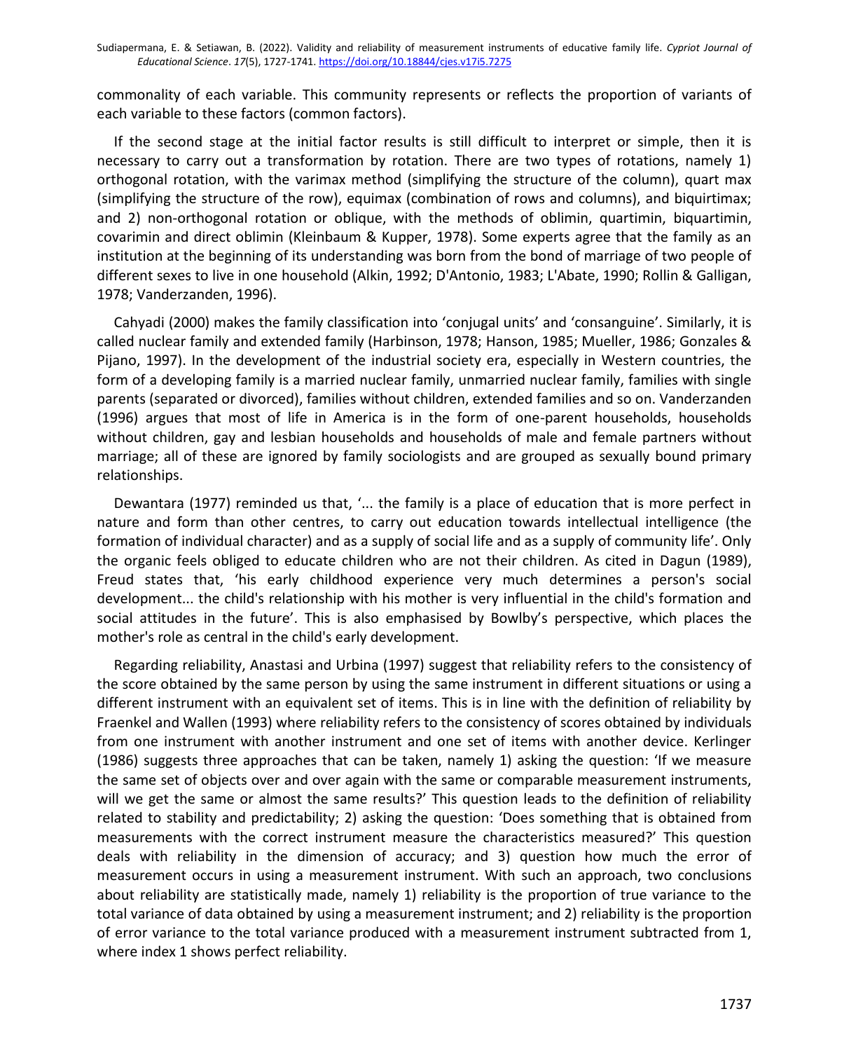commonality of each variable. This community represents or reflects the proportion of variants of each variable to these factors (common factors).

If the second stage at the initial factor results is still difficult to interpret or simple, then it is necessary to carry out a transformation by rotation. There are two types of rotations, namely 1) orthogonal rotation, with the varimax method (simplifying the structure of the column), quart max (simplifying the structure of the row), equimax (combination of rows and columns), and biquirtimax; and 2) non-orthogonal rotation or oblique, with the methods of oblimin, quartimin, biquartimin, covarimin and direct oblimin (Kleinbaum & Kupper, 1978). Some experts agree that the family as an institution at the beginning of its understanding was born from the bond of marriage of two people of different sexes to live in one household (Alkin, 1992; D'Antonio, 1983; L'Abate, 1990; Rollin & Galligan, 1978; Vanderzanden, 1996).

Cahyadi (2000) makes the family classification into 'conjugal units' and 'consanguine'. Similarly, it is called nuclear family and extended family (Harbinson, 1978; Hanson, 1985; Mueller, 1986; Gonzales & Pijano, 1997). In the development of the industrial society era, especially in Western countries, the form of a developing family is a married nuclear family, unmarried nuclear family, families with single parents (separated or divorced), families without children, extended families and so on. Vanderzanden (1996) argues that most of life in America is in the form of one-parent households, households without children, gay and lesbian households and households of male and female partners without marriage; all of these are ignored by family sociologists and are grouped as sexually bound primary relationships.

Dewantara (1977) reminded us that, '... the family is a place of education that is more perfect in nature and form than other centres, to carry out education towards intellectual intelligence (the formation of individual character) and as a supply of social life and as a supply of community life'. Only the organic feels obliged to educate children who are not their children. As cited in Dagun (1989), Freud states that, 'his early childhood experience very much determines a person's social development... the child's relationship with his mother is very influential in the child's formation and social attitudes in the future'. This is also emphasised by Bowlby's perspective, which places the mother's role as central in the child's early development.

Regarding reliability, Anastasi and Urbina (1997) suggest that reliability refers to the consistency of the score obtained by the same person by using the same instrument in different situations or using a different instrument with an equivalent set of items. This is in line with the definition of reliability by Fraenkel and Wallen (1993) where reliability refers to the consistency of scores obtained by individuals from one instrument with another instrument and one set of items with another device. Kerlinger (1986) suggests three approaches that can be taken, namely 1) asking the question: 'If we measure the same set of objects over and over again with the same or comparable measurement instruments, will we get the same or almost the same results?' This question leads to the definition of reliability related to stability and predictability; 2) asking the question: 'Does something that is obtained from measurements with the correct instrument measure the characteristics measured?' This question deals with reliability in the dimension of accuracy; and 3) question how much the error of measurement occurs in using a measurement instrument. With such an approach, two conclusions about reliability are statistically made, namely 1) reliability is the proportion of true variance to the total variance of data obtained by using a measurement instrument; and 2) reliability is the proportion of error variance to the total variance produced with a measurement instrument subtracted from 1, where index 1 shows perfect reliability.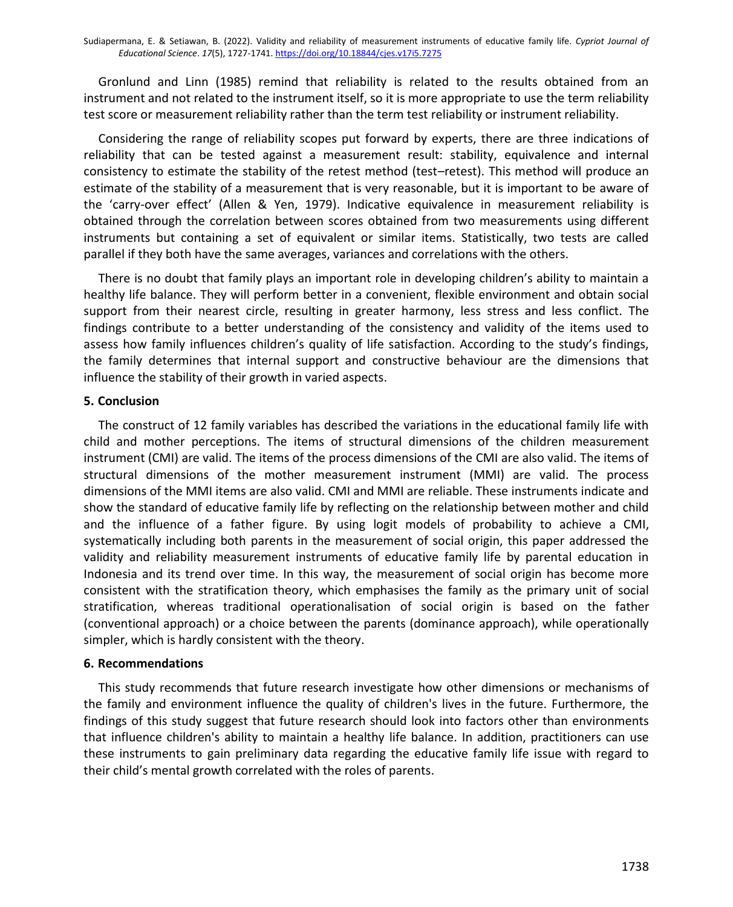Gronlund and Linn (1985) remind that reliability is related to the results obtained from an instrument and not related to the instrument itself, so it is more appropriate to use the term reliability test score or measurement reliability rather than the term test reliability or instrument reliability.

Considering the range of reliability scopes put forward by experts, there are three indications of reliability that can be tested against a measurement result: stability, equivalence and internal consistency to estimate the stability of the retest method (test–retest). This method will produce an estimate of the stability of a measurement that is very reasonable, but it is important to be aware of the 'carry-over effect' (Allen & Yen, 1979). Indicative equivalence in measurement reliability is obtained through the correlation between scores obtained from two measurements using different instruments but containing a set of equivalent or similar items. Statistically, two tests are called parallel if they both have the same averages, variances and correlations with the others.

There is no doubt that family plays an important role in developing children's ability to maintain a healthy life balance. They will perform better in a convenient, flexible environment and obtain social support from their nearest circle, resulting in greater harmony, less stress and less conflict. The findings contribute to a better understanding of the consistency and validity of the items used to assess how family influences children's quality of life satisfaction. According to the study's findings, the family determines that internal support and constructive behaviour are the dimensions that influence the stability of their growth in varied aspects.

## 5. Conclusion

The construct of 12 family variables has described the variations in the educational family life with child and mother perceptions. The items of structural dimensions of the children measurement instrument (CMI) are valid. The items of the process dimensions of the CMI are also valid. The items of structural dimensions of the mother measurement instrument (MMI) are valid. The process dimensions of the MMI items are also valid. CMI and MMI are reliable. These instruments indicate and show the standard of educative family life by reflecting on the relationship between mother and child and the influence of a father figure. By using logit models of probability to achieve a CMI, systematically including both parents in the measurement of social origin, this paper addressed the validity and reliability measurement instruments of educative family life by parental education in Indonesia and its trend over time. In this way, the measurement of social origin has become more consistent with the stratification theory, which emphasises the family as the primary unit of social stratification, whereas traditional operationalisation of social origin is based on the father (conventional approach) or a choice between the parents (dominance approach), while operationally simpler, which is hardly consistent with the theory.

## 6. Recommendations

This study recommends that future research investigate how other dimensions or mechanisms of the family and environment influence the quality of children's lives in the future. Furthermore, the findings of this study suggest that future research should look into factors other than environments that influence children's ability to maintain a healthy life balance. In addition, practitioners can use these instruments to gain preliminary data regarding the educative family life issue with regard to their child's mental growth correlated with the roles of parents.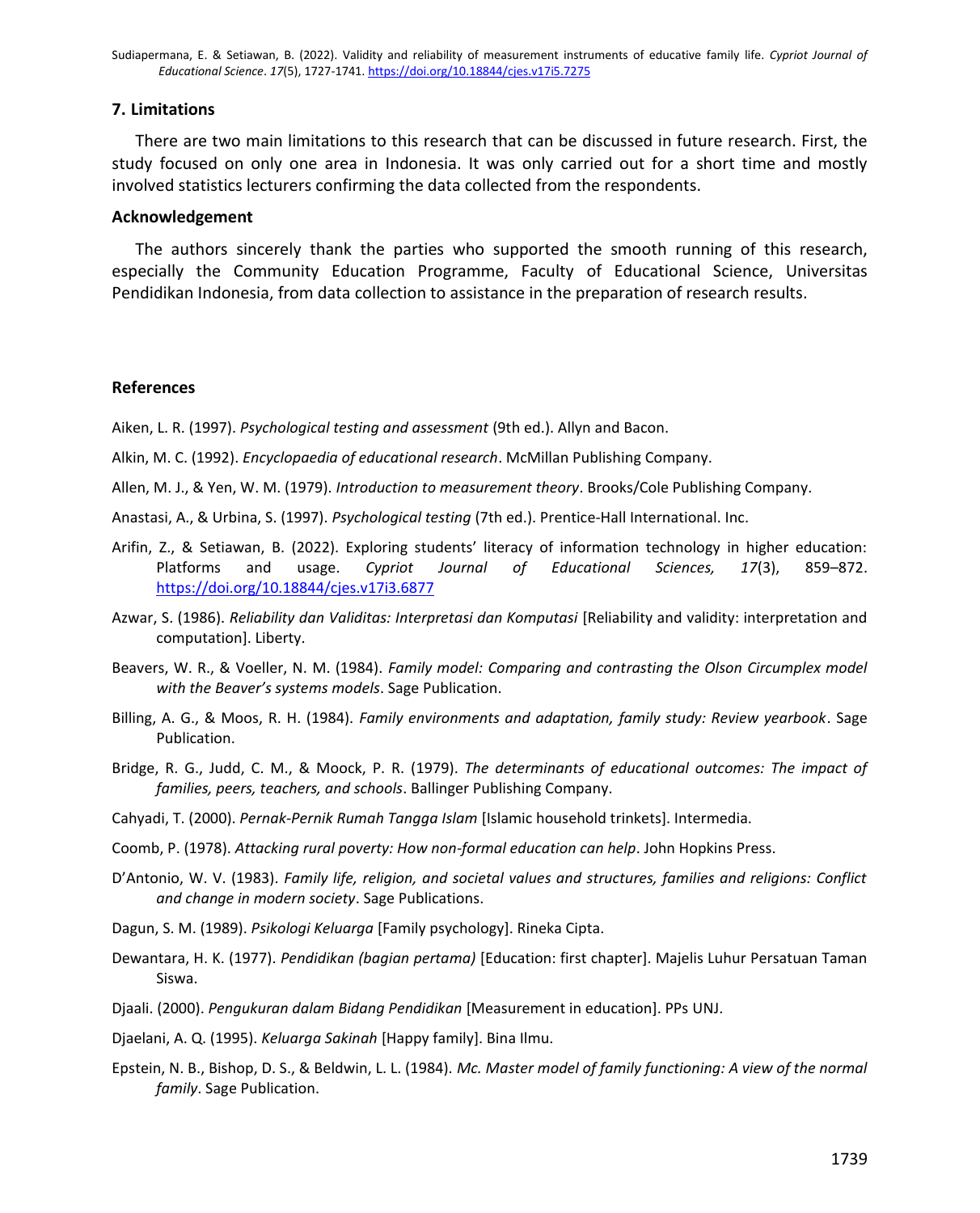## 7. Limitations

There are two main limitations to this research that can be discussed in future research. First, the study focused on only one area in Indonesia. It was only carried out for a short time and mostly involved statistics lecturers confirming the data collected from the respondents.

### Acknowledgement

The authors sincerely thank the parties who supported the smooth running of this research, especially the Community Education Programme, Faculty of Educational Science, Universitas Pendidikan Indonesia, from data collection to assistance in the preparation of research results.

### References

Aiken, L. R. (1997). *Psychological testing and assessment* (9th ed.). Allyn and Bacon.

Alkin, M. C. (1992). *Encyclopaedia of educational research*. McMillan Publishing Company.

Allen, M. J., & Yen, W. M. (1979). *Introduction to measurement theory*. Brooks/Cole Publishing Company.

Anastasi, A., & Urbina, S. (1997). *Psychological testing* (7th ed.). Prentice-Hall International. Inc.

Arifin, Z., & Setiawan, B. (2022). Exploring students' literacy of information technology in higher education: Platforms and usage. *Cypriot Journal of Educational Sciences, 17*(3), 859–872. https://doi.org/10.18844/cjes.v17i3.6877

Azwar, S. (1986). *Reliability dan Validitas: Interpretasi dan Komputasi* [Reliability and validity: interpretation and computation]. Liberty.

Beavers, W. R., & Voeller, N. M. (1984). *Family model: Comparing and contrasting the Olson Circumplex model with the Beaver's systems models*. Sage Publication.

Billing, A. G., & Moos, R. H. (1984). *Family environments and adaptation, family study: Review yearbook*. Sage Publication.

Bridge, R. G., Judd, C. M., & Moock, P. R. (1979). *The determinants of educational outcomes: The impact of families, peers, teachers, and schools*. Ballinger Publishing Company.

Cahyadi, T. (2000). *Pernak-Pernik Rumah Tangga Islam* [Islamic household trinkets]. Intermedia.

Coomb, P. (1978). *Attacking rural poverty: How non-formal education can help*. John Hopkins Press.

D'Antonio, W. V. (1983). *Family life, religion, and societal values and structures, families and religions: Conflict and change in modern society*. Sage Publications.

Dagun, S. M. (1989). *Psikologi Keluarga* [Family psychology]. Rineka Cipta.

Dewantara, H. K. (1977). *Pendidikan (bagian pertama)* [Education: first chapter]. Majelis Luhur Persatuan Taman Siswa.

Djaali. (2000). *Pengukuran dalam Bidang Pendidikan* [Measurement in education]. PPs UNJ.

Djaelani, A. Q. (1995). *Keluarga Sakinah* [Happy family]. Bina Ilmu.

Epstein, N. B., Bishop, D. S., & Beldwin, L. L. (1984). *Mc. Master model of family functioning: A view of the normal family*. Sage Publication.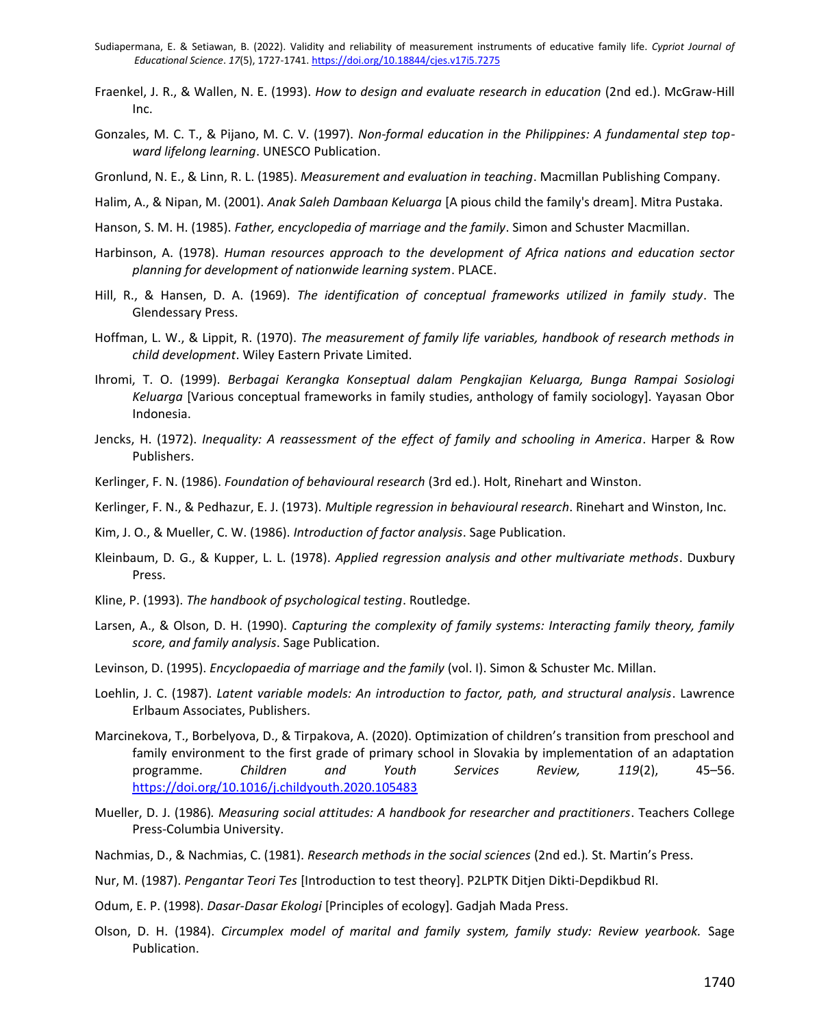Fraenkel, J. R., & Wallen, N. E. (1993). *How to design and evaluate research in education* (2nd ed.). McGraw-Hill Inc.

Gonzales, M. C. T., & Pijano, M. C. V. (1997). *Non-formal education in the Philippines: A fundamental step top-ward lifelong learning*. UNESCO Publication.

Gronlund, N. E., & Linn, R. L. (1985). *Measurement and evaluation in teaching*. Macmillan Publishing Company.

Halim, A., & Nipan, M. (2001). *Anak Saleh Dambaan Keluarga* [A pious child the family's dream]. Mitra Pustaka.

Hanson, S. M. H. (1985). *Father, encyclopedia of marriage and the family*. Simon and Schuster Macmillan.

Harbinson, A. (1978). *Human resources approach to the development of Africa nations and education sector planning for development of nationwide learning system*. PLACE.

Hill, R., & Hansen, D. A. (1969). *The identification of conceptual frameworks utilized in family study*. The Glendessary Press.

Hoffman, L. W., & Lippit, R. (1970). *The measurement of family life variables, handbook of research methods in child development*. Wiley Eastern Private Limited.

Ihromi, T. O. (1999). *Berbagai Kerangka Konseptual dalam Pengkajian Keluarga, Bunga Rampai Sosiologi Keluarga* [Various conceptual frameworks in family studies, anthology of family sociology]. Yayasan Obor Indonesia.

Jencks, H. (1972). *Inequality: A reassessment of the effect of family and schooling in America*. Harper & Row Publishers.

Kerlinger, F. N. (1986). *Foundation of behavioural research* (3rd ed.). Holt, Rinehart and Winston.

Kerlinger, F. N., & Pedhazur, E. J. (1973). *Multiple regression in behavioural research*. Rinehart and Winston, Inc.

Kim, J. O., & Mueller, C. W. (1986). *Introduction of factor analysis*. Sage Publication.

Kleinbaum, D. G., & Kupper, L. L. (1978). *Applied regression analysis and other multivariate methods*. Duxbury Press.

Kline, P. (1993). *The handbook of psychological testing*. Routledge.

Larsen, A., & Olson, D. H. (1990). *Capturing the complexity of family systems: Interacting family theory, family score, and family analysis*. Sage Publication.

Levinson, D. (1995). *Encyclopaedia of marriage and the family* (vol. I). Simon & Schuster Mc. Millan.

Loehlin, J. C. (1987). *Latent variable models: An introduction to factor, path, and structural analysis*. Lawrence Erlbaum Associates, Publishers.

Marcinekova, T., Borbelyova, D., & Tirpakova, A. (2020). Optimization of children's transition from preschool and family environment to the first grade of primary school in Slovakia by implementation of an adaptation programme. *Children and Youth Services Review, 119*(2), 45–56. https://doi.org/10.1016/j.childyouth.2020.105483

Mueller, D. J. (1986). *Measuring social attitudes: A handbook for researcher and practitioners*. Teachers College Press-Columbia University.

Nachmias, D., & Nachmias, C. (1981). *Research methods in the social sciences* (2nd ed.). St. Martin's Press.

Nur, M. (1987). *Pengantar Teori Tes* [Introduction to test theory]. P2LPTK Ditjen Dikti-Depdikbud RI.

Odum, E. P. (1998). *Dasar-Dasar Ekologi* [Principles of ecology]. Gadjah Mada Press.

Olson, D. H. (1984). *Circumplex model of marital and family system, family study: Review yearbook.* Sage Publication.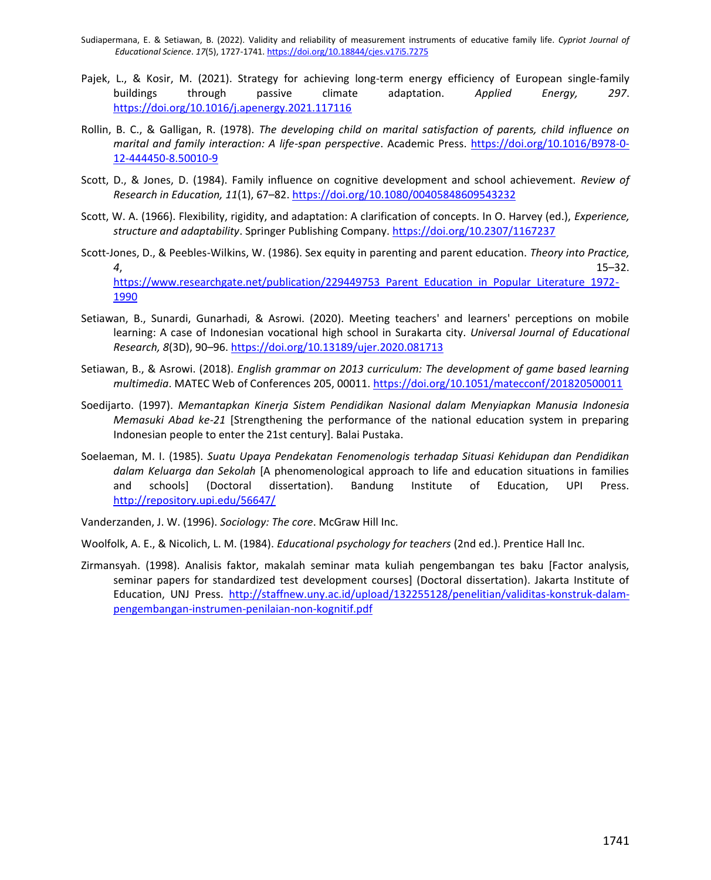Pajek, L., & Kosir, M. (2021). Strategy for achieving long-term energy efficiency of European single-family buildings through passive climate adaptation. *Applied Energy, 297*. https://doi.org/10.1016/j.apenergy.2021.117116

Rollin, B. C., & Galligan, R. (1978). *The developing child on marital satisfaction of parents, child influence on marital and family interaction: A life-span perspective*. Academic Press. https://doi.org/10.1016/B978-0-12-444450-8.50010-9

Scott, D., & Jones, D. (1984). Family influence on cognitive development and school achievement. *Review of Research in Education, 11*(1), 67–82. https://doi.org/10.1080/00405848609543232

Scott, W. A. (1966). Flexibility, rigidity, and adaptation: A clarification of concepts. In O. Harvey (ed.), *Experience, structure and adaptability*. Springer Publishing Company. https://doi.org/10.2307/1167237

Scott-Jones, D., & Peebles-Wilkins, W. (1986). Sex equity in parenting and parent education. *Theory into Practice, 4*, 15–32. https://www.researchgate.net/publication/229449753_Parent_Education_in_Popular_Literature_1972-1990

Setiawan, B., Sunardi, Gunarhadi, & Asrowi. (2020). Meeting teachers' and learners' perceptions on mobile learning: A case of Indonesian vocational high school in Surakarta city. *Universal Journal of Educational Research, 8*(3D), 90–96. https://doi.org/10.13189/ujer.2020.081713

Setiawan, B., & Asrowi. (2018). *English grammar on 2013 curriculum: The development of game based learning multimedia*. MATEC Web of Conferences 205, 00011. https://doi.org/10.1051/matecconf/201820500011

Soedijarto. (1997). *Memantapkan Kinerja Sistem Pendidikan Nasional dalam Menyiapkan Manusia Indonesia Memasuki Abad ke-21* [Strengthening the performance of the national education system in preparing Indonesian people to enter the 21st century]. Balai Pustaka.

Soelaeman, M. I. (1985). *Suatu Upaya Pendekatan Fenomenologis terhadap Situasi Kehidupan dan Pendidikan dalam Keluarga dan Sekolah* [A phenomenological approach to life and education situations in families and schools] (Doctoral dissertation). Bandung Institute of Education, UPI Press. http://repository.upi.edu/56647/

Vanderzanden, J. W. (1996). *Sociology: The core*. McGraw Hill Inc.

Woolfolk, A. E., & Nicolich, L. M. (1984). *Educational psychology for teachers* (2nd ed.). Prentice Hall Inc.

Zirmansyah. (1998). Analisis faktor, makalah seminar mata kuliah pengembangan tes baku [Factor analysis, seminar papers for standardized test development courses] (Doctoral dissertation). Jakarta Institute of Education, UNJ Press. http://staffnew.uny.ac.id/upload/132255128/penelitian/validitas-konstruk-dalam-pengembangan-instrumen-penilaian-non-kognitif.pdf